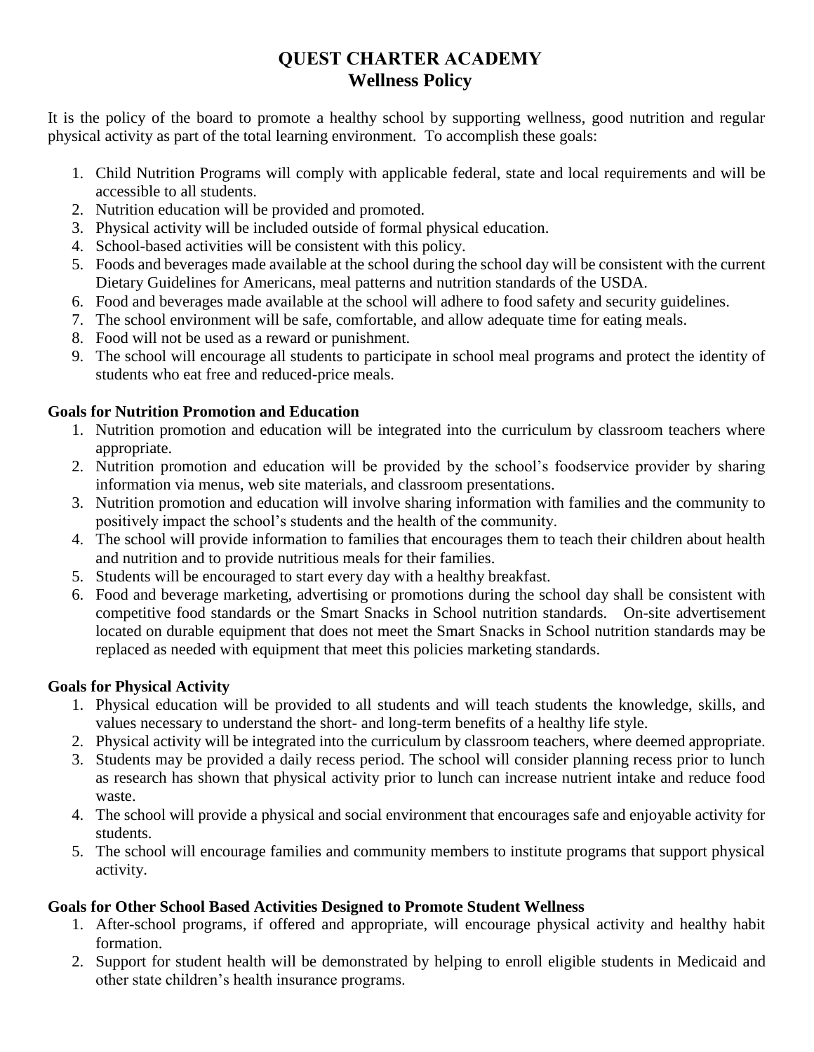# QUEST CHARTER ACADEMY
## Wellness Policy

It is the policy of the board to promote a healthy school by supporting wellness, good nutrition and regular physical activity as part of the total learning environment. To accomplish these goals:

1. Child Nutrition Programs will comply with applicable federal, state and local requirements and will be accessible to all students.
2. Nutrition education will be provided and promoted.
3. Physical activity will be included outside of formal physical education.
4. School-based activities will be consistent with this policy.
5. Foods and beverages made available at the school during the school day will be consistent with the current Dietary Guidelines for Americans, meal patterns and nutrition standards of the USDA.
6. Food and beverages made available at the school will adhere to food safety and security guidelines.
7. The school environment will be safe, comfortable, and allow adequate time for eating meals.
8. Food will not be used as a reward or punishment.
9. The school will encourage all students to participate in school meal programs and protect the identity of students who eat free and reduced-price meals.

**Goals for Nutrition Promotion and Education**

1. Nutrition promotion and education will be integrated into the curriculum by classroom teachers where appropriate.
2. Nutrition promotion and education will be provided by the school's foodservice provider by sharing information via menus, web site materials, and classroom presentations.
3. Nutrition promotion and education will involve sharing information with families and the community to positively impact the school's students and the health of the community.
4. The school will provide information to families that encourages them to teach their children about health and nutrition and to provide nutritious meals for their families.
5. Students will be encouraged to start every day with a healthy breakfast.
6. Food and beverage marketing, advertising or promotions during the school day shall be consistent with competitive food standards or the Smart Snacks in School nutrition standards. On-site advertisement located on durable equipment that does not meet the Smart Snacks in School nutrition standards may be replaced as needed with equipment that meet this policies marketing standards.

**Goals for Physical Activity**

1. Physical education will be provided to all students and will teach students the knowledge, skills, and values necessary to understand the short- and long-term benefits of a healthy life style.
2. Physical activity will be integrated into the curriculum by classroom teachers, where deemed appropriate.
3. Students may be provided a daily recess period. The school will consider planning recess prior to lunch as research has shown that physical activity prior to lunch can increase nutrient intake and reduce food waste.
4. The school will provide a physical and social environment that encourages safe and enjoyable activity for students.
5. The school will encourage families and community members to institute programs that support physical activity.

**Goals for Other School Based Activities Designed to Promote Student Wellness**

1. After-school programs, if offered and appropriate, will encourage physical activity and healthy habit formation.
2. Support for student health will be demonstrated by helping to enroll eligible students in Medicaid and other state children's health insurance programs.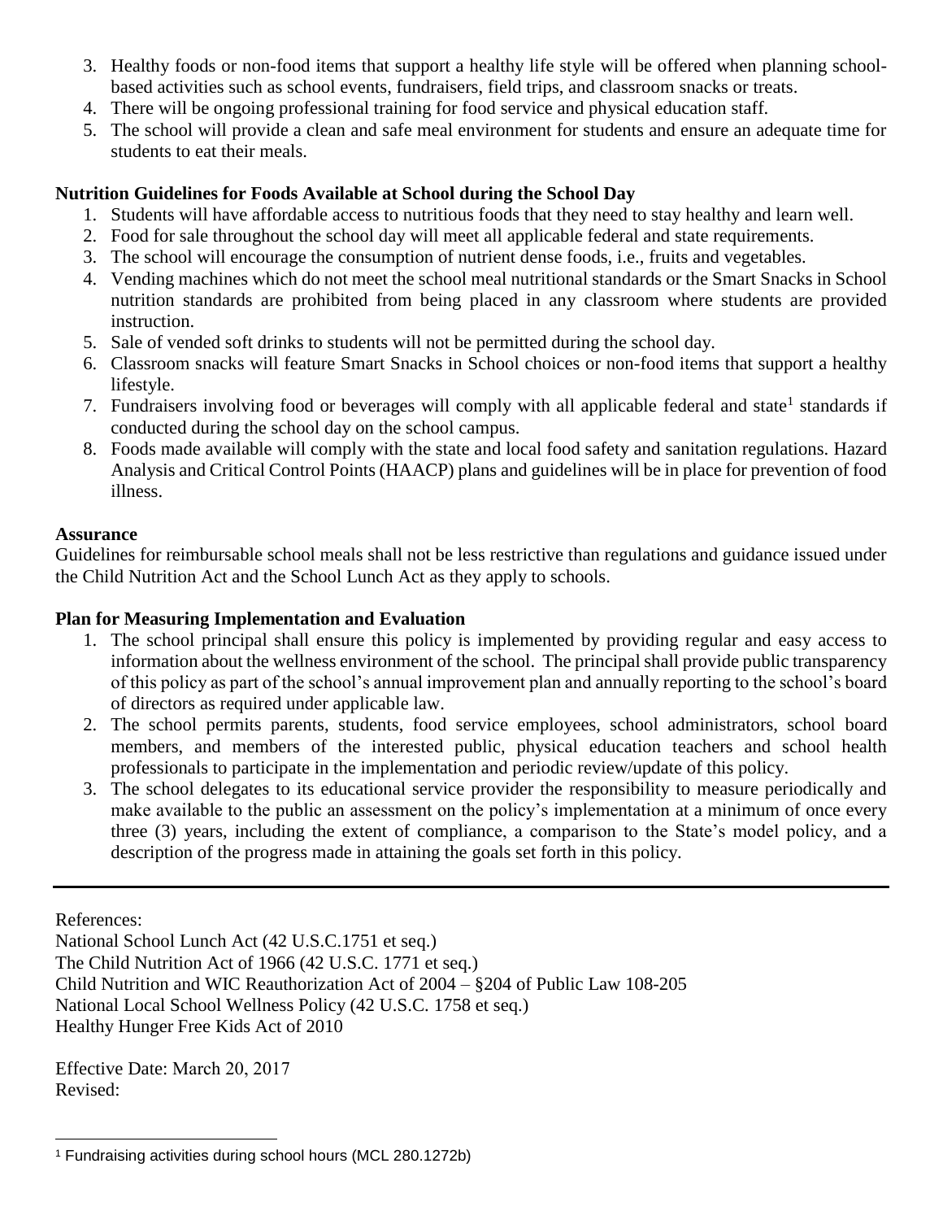3. Healthy foods or non-food items that support a healthy life style will be offered when planning school-based activities such as school events, fundraisers, field trips, and classroom snacks or treats.
4. There will be ongoing professional training for food service and physical education staff.
5. The school will provide a clean and safe meal environment for students and ensure an adequate time for students to eat their meals.

**Nutrition Guidelines for Foods Available at School during the School Day**

1. Students will have affordable access to nutritious foods that they need to stay healthy and learn well.
2. Food for sale throughout the school day will meet all applicable federal and state requirements.
3. The school will encourage the consumption of nutrient dense foods, i.e., fruits and vegetables.
4. Vending machines which do not meet the school meal nutritional standards or the Smart Snacks in School nutrition standards are prohibited from being placed in any classroom where students are provided instruction.
5. Sale of vended soft drinks to students will not be permitted during the school day.
6. Classroom snacks will feature Smart Snacks in School choices or non-food items that support a healthy lifestyle.
7. Fundraisers involving food or beverages will comply with all applicable federal and state[1] standards if conducted during the school day on the school campus.
8. Foods made available will comply with the state and local food safety and sanitation regulations. Hazard Analysis and Critical Control Points (HAACP) plans and guidelines will be in place for prevention of food illness.

**Assurance**

Guidelines for reimbursable school meals shall not be less restrictive than regulations and guidance issued under the Child Nutrition Act and the School Lunch Act as they apply to schools.

**Plan for Measuring Implementation and Evaluation**

1. The school principal shall ensure this policy is implemented by providing regular and easy access to information about the wellness environment of the school. The principal shall provide public transparency of this policy as part of the school's annual improvement plan and annually reporting to the school's board of directors as required under applicable law.
2. The school permits parents, students, food service employees, school administrators, school board members, and members of the interested public, physical education teachers and school health professionals to participate in the implementation and periodic review/update of this policy.
3. The school delegates to its educational service provider the responsibility to measure periodically and make available to the public an assessment on the policy's implementation at a minimum of once every three (3) years, including the extent of compliance, a comparison to the State's model policy, and a description of the progress made in attaining the goals set forth in this policy.

---

References:
National School Lunch Act (42 U.S.C.1751 et seq.)
The Child Nutrition Act of 1966 (42 U.S.C. 1771 et seq.)
Child Nutrition and WIC Reauthorization Act of 2004 – §204 of Public Law 108-205
National Local School Wellness Policy (42 U.S.C. 1758 et seq.)
Healthy Hunger Free Kids Act of 2010

Effective Date: March 20, 2017
Revised:

[1] Fundraising activities during school hours (MCL 280.1272b)